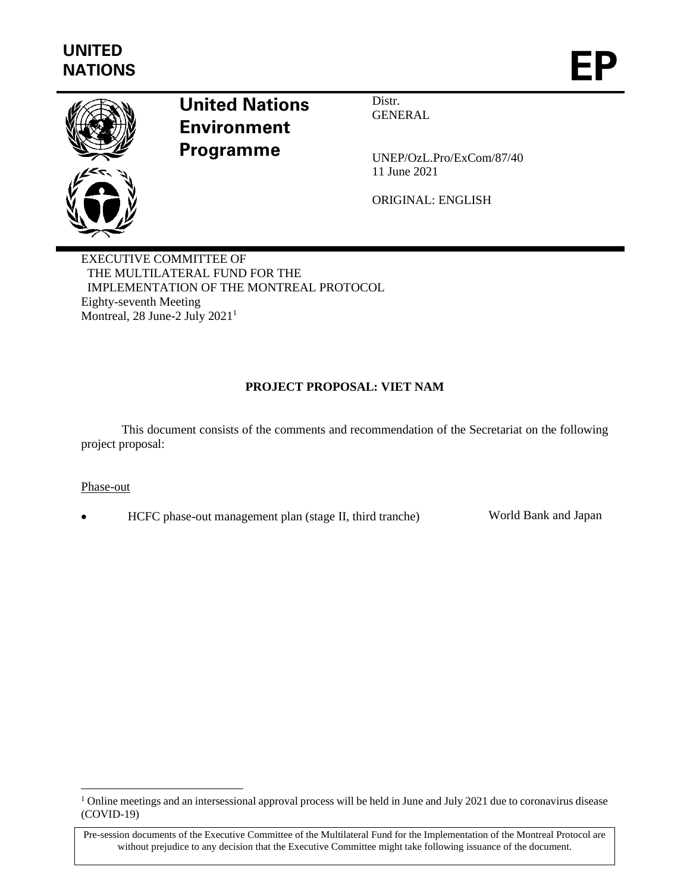UNITED NATIONS

EP

United Nations Environment Programme

Distr.
GENERAL

UNEP/OzL.Pro/ExCom/87/40
11 June 2021

ORIGINAL: ENGLISH

EXECUTIVE COMMITTEE OF
THE MULTILATERAL FUND FOR THE
IMPLEMENTATION OF THE MONTREAL PROTOCOL
Eighty-seventh Meeting
Montreal, 28 June-2 July 2021[1]

**PROJECT PROPOSAL: VIET NAM**

This document consists of the comments and recommendation of the Secretariat on the following project proposal:

Phase-out

- HCFC phase-out management plan (stage II, third tranche) — World Bank and Japan

[1] Online meetings and an intersessional approval process will be held in June and July 2021 due to coronavirus disease (COVID-19)

Pre-session documents of the Executive Committee of the Multilateral Fund for the Implementation of the Montreal Protocol are without prejudice to any decision that the Executive Committee might take following issuance of the document.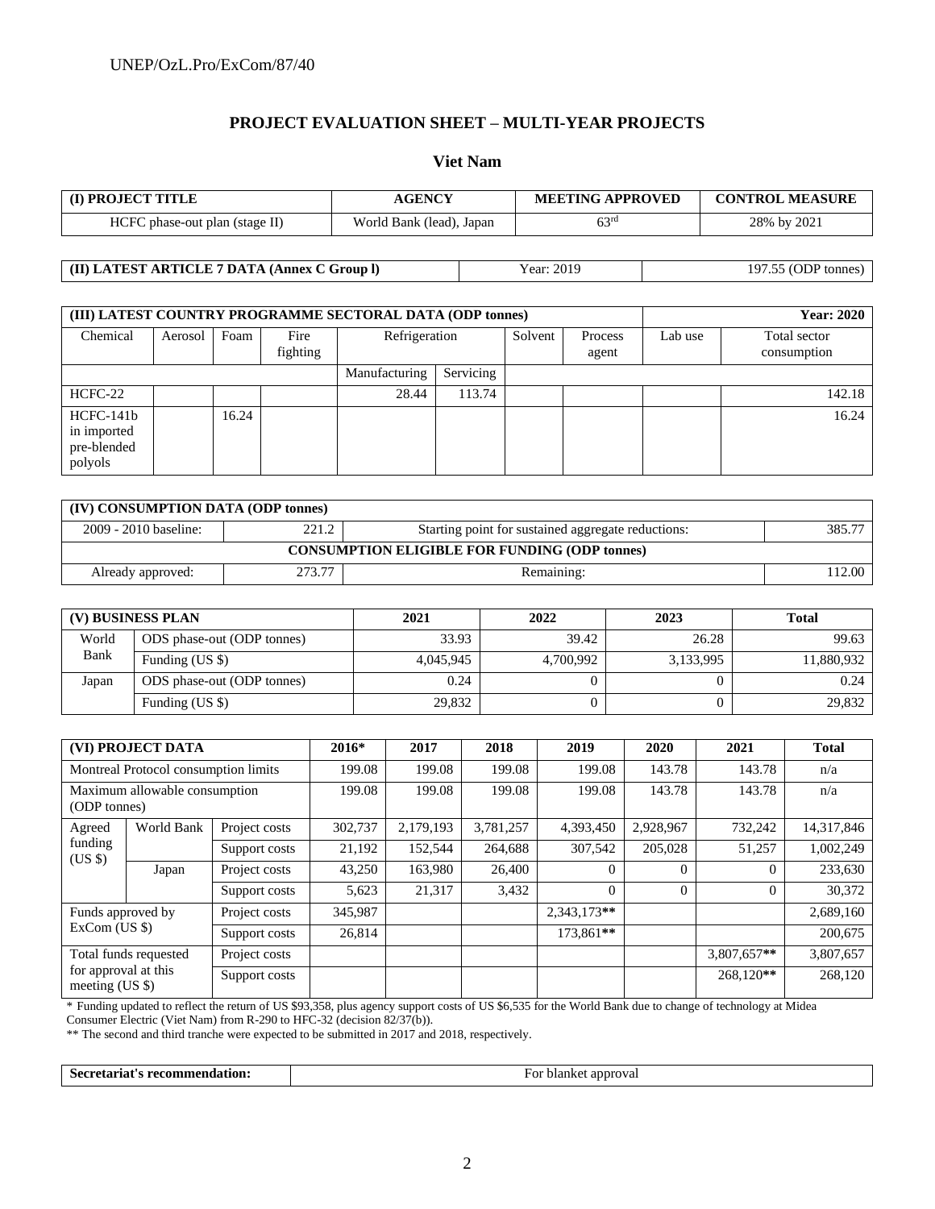## PROJECT EVALUATION SHEET – MULTI-YEAR PROJECTS

### Viet Nam

| (I) PROJECT TITLE | AGENCY | MEETING APPROVED | CONTROL MEASURE |
|---|---|---|---|
| HCFC phase-out plan (stage II) | World Bank (lead), Japan | 63rd | 28% by 2021 |

| (II) LATEST ARTICLE 7 DATA (Annex C Group l) | Year: 2019 | 197.55 (ODP tonnes) |
|---|---|---|

| (III) LATEST COUNTRY PROGRAMME SECTORAL DATA (ODP tonnes) | | | | | | | | | Year: 2020 |
|---|---|---|---|---|---|---|---|---|---|
| Chemical | Aerosol | Foam | Fire fighting | Refrigeration | | Solvent | Process agent | Lab use | Total sector consumption |
| | | | | Manufacturing | Servicing | | | | |
| HCFC-22 | | | | 28.44 | 113.74 | | | | 142.18 |
| HCFC-141b in imported pre-blended polyols | | 16.24 | | | | | | | 16.24 |

| (IV) CONSUMPTION DATA (ODP tonnes) | | | |
|---|---|---|---|
| 2009 - 2010 baseline: | 221.2 | Starting point for sustained aggregate reductions: | 385.77 |
| CONSUMPTION ELIGIBLE FOR FUNDING (ODP tonnes) | | | |
| Already approved: | 273.77 | Remaining: | 112.00 |

| (V) BUSINESS PLAN | | 2021 | 2022 | 2023 | Total |
|---|---|---|---|---|---|
| World Bank | ODS phase-out (ODP tonnes) | 33.93 | 39.42 | 26.28 | 99.63 |
| | Funding (US $) | 4,045,945 | 4,700,992 | 3,133,995 | 11,880,932 |
| Japan | ODS phase-out (ODP tonnes) | 0.24 | 0 | 0 | 0.24 |
| | Funding (US $) | 29,832 | 0 | 0 | 29,832 |

| (VI) PROJECT DATA | | | 2016* | 2017 | 2018 | 2019 | 2020 | 2021 | Total |
|---|---|---|---|---|---|---|---|---|---|
| Montreal Protocol consumption limits | | | 199.08 | 199.08 | 199.08 | 199.08 | 143.78 | 143.78 | n/a |
| Maximum allowable consumption (ODP tonnes) | | | 199.08 | 199.08 | 199.08 | 199.08 | 143.78 | 143.78 | n/a |
| Agreed funding (US $) | World Bank | Project costs | 302,737 | 2,179,193 | 3,781,257 | 4,393,450 | 2,928,967 | 732,242 | 14,317,846 |
| | | Support costs | 21,192 | 152,544 | 264,688 | 307,542 | 205,028 | 51,257 | 1,002,249 |
| | Japan | Project costs | 43,250 | 163,980 | 26,400 | 0 | 0 | 0 | 233,630 |
| | | Support costs | 5,623 | 21,317 | 3,432 | 0 | 0 | 0 | 30,372 |
| Funds approved by ExCom (US $) | | Project costs | 345,987 | | | 2,343,173** | | | 2,689,160 |
| | | Support costs | 26,814 | | | 173,861** | | | 200,675 |
| Total funds requested for approval at this meeting (US $) | | Project costs | | | | | | 3,807,657** | 3,807,657 |
| | | Support costs | | | | | | 268,120** | 268,120 |

\* Funding updated to reflect the return of US $93,358, plus agency support costs of US $6,535 for the World Bank due to change of technology at Midea Consumer Electric (Viet Nam) from R-290 to HFC-32 (decision 82/37(b)).

\** The second and third tranche were expected to be submitted in 2017 and 2018, respectively.

| Secretariat's recommendation: | For blanket approval |
|---|---|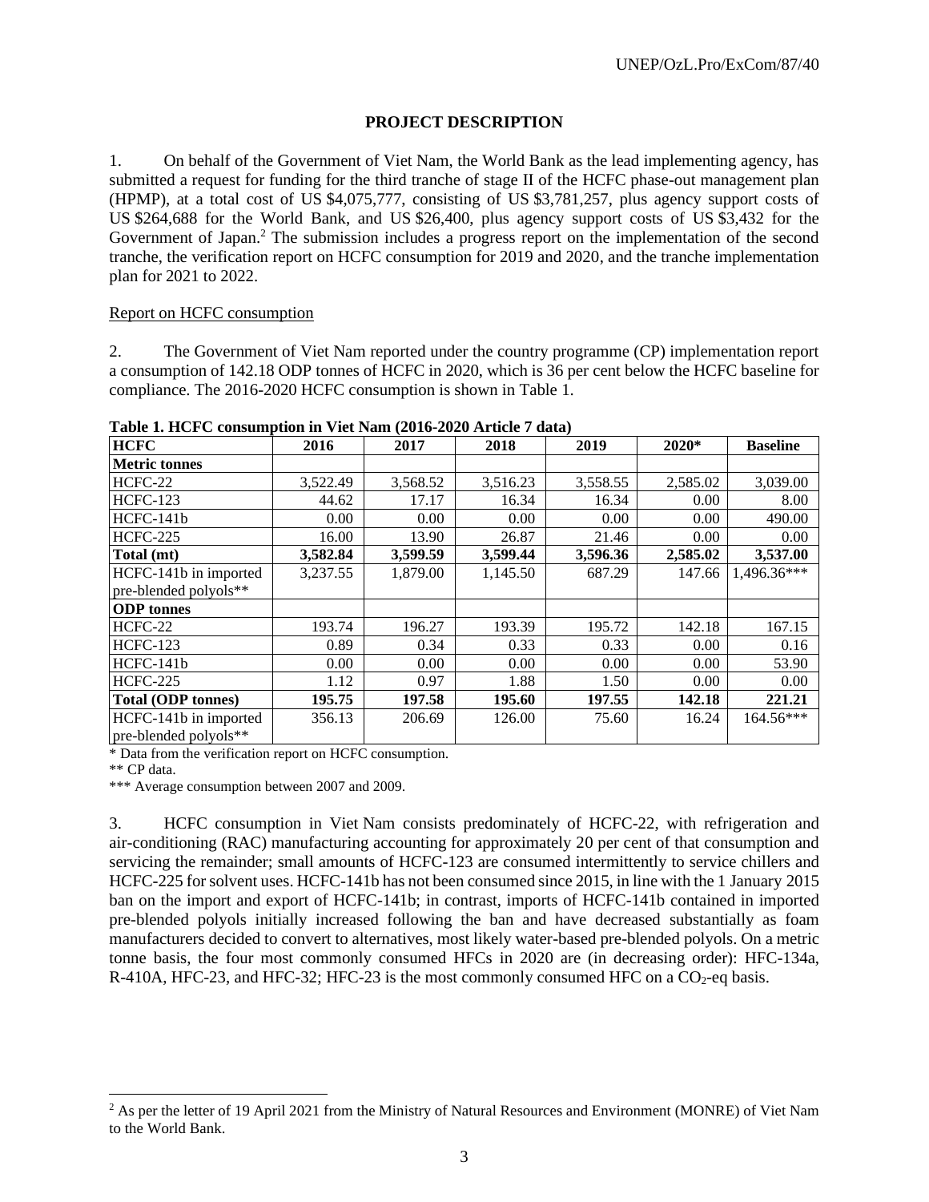## PROJECT DESCRIPTION

1. On behalf of the Government of Viet Nam, the World Bank as the lead implementing agency, has submitted a request for funding for the third tranche of stage II of the HCFC phase-out management plan (HPMP), at a total cost of US $4,075,777, consisting of US $3,781,257, plus agency support costs of US $264,688 for the World Bank, and US $26,400, plus agency support costs of US $3,432 for the Government of Japan.[2] The submission includes a progress report on the implementation of the second tranche, the verification report on HCFC consumption for 2019 and 2020, and the tranche implementation plan for 2021 to 2022.

Report on HCFC consumption

2. The Government of Viet Nam reported under the country programme (CP) implementation report a consumption of 142.18 ODP tonnes of HCFC in 2020, which is 36 per cent below the HCFC baseline for compliance. The 2016-2020 HCFC consumption is shown in Table 1.

**Table 1. HCFC consumption in Viet Nam (2016-2020 Article 7 data)**

| HCFC | 2016 | 2017 | 2018 | 2019 | 2020* | Baseline |
|---|---|---|---|---|---|---|
| **Metric tonnes** | | | | | | |
| HCFC-22 | 3,522.49 | 3,568.52 | 3,516.23 | 3,558.55 | 2,585.02 | 3,039.00 |
| HCFC-123 | 44.62 | 17.17 | 16.34 | 16.34 | 0.00 | 8.00 |
| HCFC-141b | 0.00 | 0.00 | 0.00 | 0.00 | 0.00 | 490.00 |
| HCFC-225 | 16.00 | 13.90 | 26.87 | 21.46 | 0.00 | 0.00 |
| **Total (mt)** | **3,582.84** | **3,599.59** | **3,599.44** | **3,596.36** | **2,585.02** | **3,537.00** |
| HCFC-141b in imported pre-blended polyols** | 3,237.55 | 1,879.00 | 1,145.50 | 687.29 | 147.66 | 1,496.36*** |
| **ODP tonnes** | | | | | | |
| HCFC-22 | 193.74 | 196.27 | 193.39 | 195.72 | 142.18 | 167.15 |
| HCFC-123 | 0.89 | 0.34 | 0.33 | 0.33 | 0.00 | 0.16 |
| HCFC-141b | 0.00 | 0.00 | 0.00 | 0.00 | 0.00 | 53.90 |
| HCFC-225 | 1.12 | 0.97 | 1.88 | 1.50 | 0.00 | 0.00 |
| **Total (ODP tonnes)** | **195.75** | **197.58** | **195.60** | **197.55** | **142.18** | **221.21** |
| HCFC-141b in imported pre-blended polyols** | 356.13 | 206.69 | 126.00 | 75.60 | 16.24 | 164.56*** |

\* Data from the verification report on HCFC consumption.
** CP data.
*** Average consumption between 2007 and 2009.

3. HCFC consumption in Viet Nam consists predominately of HCFC-22, with refrigeration and air-conditioning (RAC) manufacturing accounting for approximately 20 per cent of that consumption and servicing the remainder; small amounts of HCFC-123 are consumed intermittently to service chillers and HCFC-225 for solvent uses. HCFC-141b has not been consumed since 2015, in line with the 1 January 2015 ban on the import and export of HCFC-141b; in contrast, imports of HCFC-141b contained in imported pre-blended polyols initially increased following the ban and have decreased substantially as foam manufacturers decided to convert to alternatives, most likely water-based pre-blended polyols. On a metric tonne basis, the four most commonly consumed HFCs in 2020 are (in decreasing order): HFC-134a, R-410A, HFC-23, and HFC-32; HFC-23 is the most commonly consumed HFC on a $CO_2$-eq basis.

[2] As per the letter of 19 April 2021 from the Ministry of Natural Resources and Environment (MONRE) of Viet Nam to the World Bank.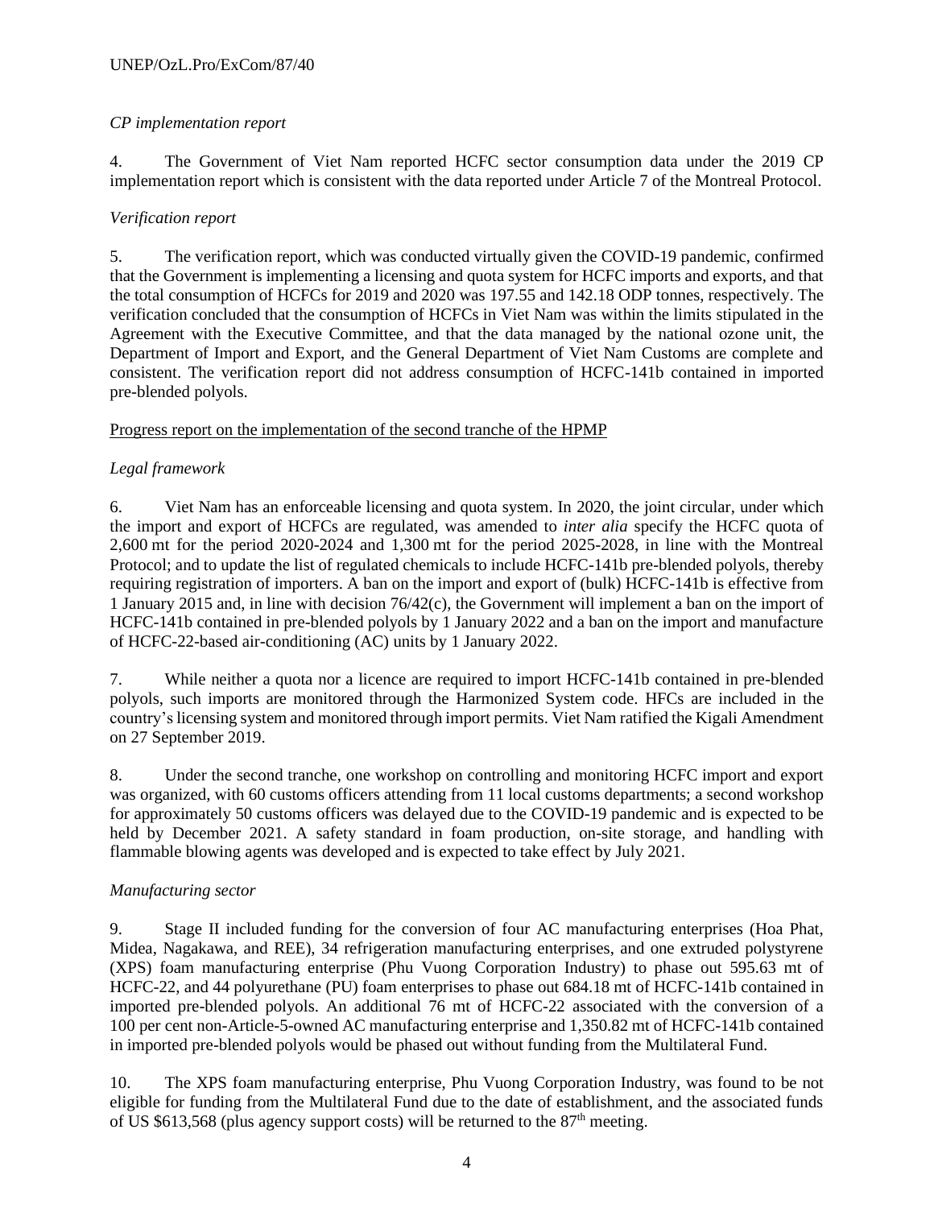*CP implementation report*

4. The Government of Viet Nam reported HCFC sector consumption data under the 2019 CP implementation report which is consistent with the data reported under Article 7 of the Montreal Protocol.

*Verification report*

5. The verification report, which was conducted virtually given the COVID-19 pandemic, confirmed that the Government is implementing a licensing and quota system for HCFC imports and exports, and that the total consumption of HCFCs for 2019 and 2020 was 197.55 and 142.18 ODP tonnes, respectively. The verification concluded that the consumption of HCFCs in Viet Nam was within the limits stipulated in the Agreement with the Executive Committee, and that the data managed by the national ozone unit, the Department of Import and Export, and the General Department of Viet Nam Customs are complete and consistent. The verification report did not address consumption of HCFC-141b contained in imported pre-blended polyols.

Progress report on the implementation of the second tranche of the HPMP

*Legal framework*

6. Viet Nam has an enforceable licensing and quota system. In 2020, the joint circular, under which the import and export of HCFCs are regulated, was amended to *inter alia* specify the HCFC quota of 2,600 mt for the period 2020-2024 and 1,300 mt for the period 2025-2028, in line with the Montreal Protocol; and to update the list of regulated chemicals to include HCFC-141b pre-blended polyols, thereby requiring registration of importers. A ban on the import and export of (bulk) HCFC-141b is effective from 1 January 2015 and, in line with decision 76/42(c), the Government will implement a ban on the import of HCFC-141b contained in pre-blended polyols by 1 January 2022 and a ban on the import and manufacture of HCFC-22-based air-conditioning (AC) units by 1 January 2022.

7. While neither a quota nor a licence are required to import HCFC-141b contained in pre-blended polyols, such imports are monitored through the Harmonized System code. HFCs are included in the country's licensing system and monitored through import permits. Viet Nam ratified the Kigali Amendment on 27 September 2019.

8. Under the second tranche, one workshop on controlling and monitoring HCFC import and export was organized, with 60 customs officers attending from 11 local customs departments; a second workshop for approximately 50 customs officers was delayed due to the COVID-19 pandemic and is expected to be held by December 2021. A safety standard in foam production, on-site storage, and handling with flammable blowing agents was developed and is expected to take effect by July 2021.

*Manufacturing sector*

9. Stage II included funding for the conversion of four AC manufacturing enterprises (Hoa Phat, Midea, Nagakawa, and REE), 34 refrigeration manufacturing enterprises, and one extruded polystyrene (XPS) foam manufacturing enterprise (Phu Vuong Corporation Industry) to phase out 595.63 mt of HCFC-22, and 44 polyurethane (PU) foam enterprises to phase out 684.18 mt of HCFC-141b contained in imported pre-blended polyols. An additional 76 mt of HCFC-22 associated with the conversion of a 100 per cent non-Article-5-owned AC manufacturing enterprise and 1,350.82 mt of HCFC-141b contained in imported pre-blended polyols would be phased out without funding from the Multilateral Fund.

10. The XPS foam manufacturing enterprise, Phu Vuong Corporation Industry, was found to be not eligible for funding from the Multilateral Fund due to the date of establishment, and the associated funds of US $613,568 (plus agency support costs) will be returned to the 87th meeting.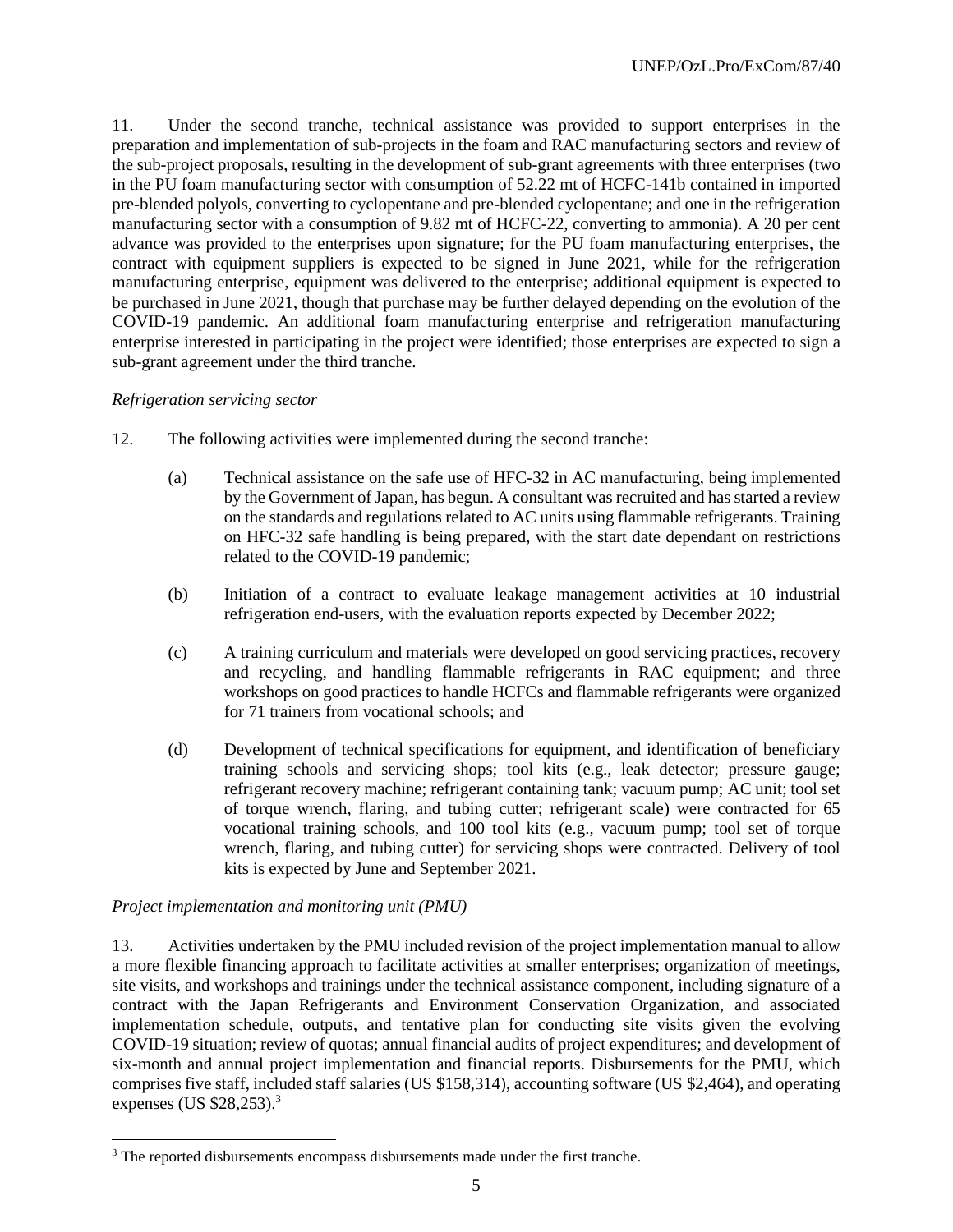11. Under the second tranche, technical assistance was provided to support enterprises in the preparation and implementation of sub-projects in the foam and RAC manufacturing sectors and review of the sub-project proposals, resulting in the development of sub-grant agreements with three enterprises (two in the PU foam manufacturing sector with consumption of 52.22 mt of HCFC-141b contained in imported pre-blended polyols, converting to cyclopentane and pre-blended cyclopentane; and one in the refrigeration manufacturing sector with a consumption of 9.82 mt of HCFC-22, converting to ammonia). A 20 per cent advance was provided to the enterprises upon signature; for the PU foam manufacturing enterprises, the contract with equipment suppliers is expected to be signed in June 2021, while for the refrigeration manufacturing enterprise, equipment was delivered to the enterprise; additional equipment is expected to be purchased in June 2021, though that purchase may be further delayed depending on the evolution of the COVID-19 pandemic. An additional foam manufacturing enterprise and refrigeration manufacturing enterprise interested in participating in the project were identified; those enterprises are expected to sign a sub-grant agreement under the third tranche.

*Refrigeration servicing sector*

12. The following activities were implemented during the second tranche:

(a) Technical assistance on the safe use of HFC-32 in AC manufacturing, being implemented by the Government of Japan, has begun. A consultant was recruited and has started a review on the standards and regulations related to AC units using flammable refrigerants. Training on HFC-32 safe handling is being prepared, with the start date dependant on restrictions related to the COVID-19 pandemic;

(b) Initiation of a contract to evaluate leakage management activities at 10 industrial refrigeration end-users, with the evaluation reports expected by December 2022;

(c) A training curriculum and materials were developed on good servicing practices, recovery and recycling, and handling flammable refrigerants in RAC equipment; and three workshops on good practices to handle HCFCs and flammable refrigerants were organized for 71 trainers from vocational schools; and

(d) Development of technical specifications for equipment, and identification of beneficiary training schools and servicing shops; tool kits (e.g., leak detector; pressure gauge; refrigerant recovery machine; refrigerant containing tank; vacuum pump; AC unit; tool set of torque wrench, flaring, and tubing cutter; refrigerant scale) were contracted for 65 vocational training schools, and 100 tool kits (e.g., vacuum pump; tool set of torque wrench, flaring, and tubing cutter) for servicing shops were contracted. Delivery of tool kits is expected by June and September 2021.

*Project implementation and monitoring unit (PMU)*

13. Activities undertaken by the PMU included revision of the project implementation manual to allow a more flexible financing approach to facilitate activities at smaller enterprises; organization of meetings, site visits, and workshops and trainings under the technical assistance component, including signature of a contract with the Japan Refrigerants and Environment Conservation Organization, and associated implementation schedule, outputs, and tentative plan for conducting site visits given the evolving COVID-19 situation; review of quotas; annual financial audits of project expenditures; and development of six-month and annual project implementation and financial reports. Disbursements for the PMU, which comprises five staff, included staff salaries (US $158,314), accounting software (US $2,464), and operating expenses (US $28,253).[3]

[3] The reported disbursements encompass disbursements made under the first tranche.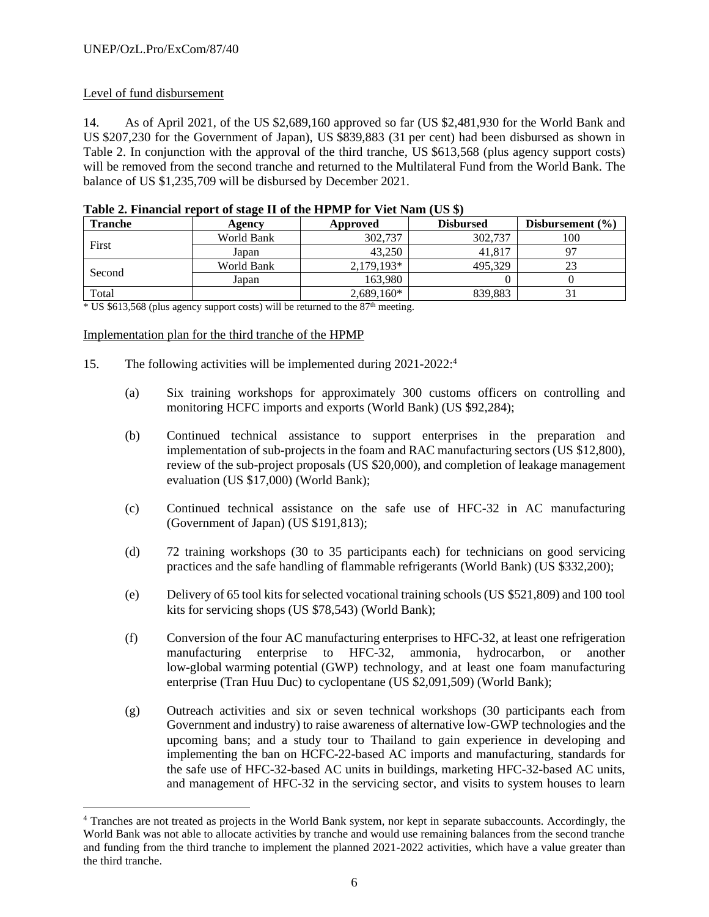Level of fund disbursement

14. As of April 2021, of the US $2,689,160 approved so far (US $2,481,930 for the World Bank and US $207,230 for the Government of Japan), US $839,883 (31 per cent) had been disbursed as shown in Table 2. In conjunction with the approval of the third tranche, US $613,568 (plus agency support costs) will be removed from the second tranche and returned to the Multilateral Fund from the World Bank. The balance of US $1,235,709 will be disbursed by December 2021.

**Table 2. Financial report of stage II of the HPMP for Viet Nam (US $)**

| Tranche | Agency | Approved | Disbursed | Disbursement (%) |
|---|---|---|---|---|
| First | World Bank | 302,737 | 302,737 | 100 |
| | Japan | 43,250 | 41,817 | 97 |
| Second | World Bank | 2,179,193* | 495,329 | 23 |
| | Japan | 163,980 | 0 | 0 |
| Total | | 2,689,160* | 839,883 | 31 |

\* US $613,568 (plus agency support costs) will be returned to the 87th meeting.

Implementation plan for the third tranche of the HPMP

15. The following activities will be implemented during 2021-2022:[4]

(a) Six training workshops for approximately 300 customs officers on controlling and monitoring HCFC imports and exports (World Bank) (US $92,284);

(b) Continued technical assistance to support enterprises in the preparation and implementation of sub-projects in the foam and RAC manufacturing sectors (US $12,800), review of the sub-project proposals (US $20,000), and completion of leakage management evaluation (US $17,000) (World Bank);

(c) Continued technical assistance on the safe use of HFC-32 in AC manufacturing (Government of Japan) (US $191,813);

(d) 72 training workshops (30 to 35 participants each) for technicians on good servicing practices and the safe handling of flammable refrigerants (World Bank) (US $332,200);

(e) Delivery of 65 tool kits for selected vocational training schools (US $521,809) and 100 tool kits for servicing shops (US $78,543) (World Bank);

(f) Conversion of the four AC manufacturing enterprises to HFC-32, at least one refrigeration manufacturing enterprise to HFC-32, ammonia, hydrocarbon, or another low-global warming potential (GWP) technology, and at least one foam manufacturing enterprise (Tran Huu Duc) to cyclopentane (US $2,091,509) (World Bank);

(g) Outreach activities and six or seven technical workshops (30 participants each from Government and industry) to raise awareness of alternative low-GWP technologies and the upcoming bans; and a study tour to Thailand to gain experience in developing and implementing the ban on HCFC-22-based AC imports and manufacturing, standards for the safe use of HFC-32-based AC units in buildings, marketing HFC-32-based AC units, and management of HFC-32 in the servicing sector, and visits to system houses to learn

[4] Tranches are not treated as projects in the World Bank system, nor kept in separate subaccounts. Accordingly, the World Bank was not able to allocate activities by tranche and would use remaining balances from the second tranche and funding from the third tranche to implement the planned 2021-2022 activities, which have a value greater than the third tranche.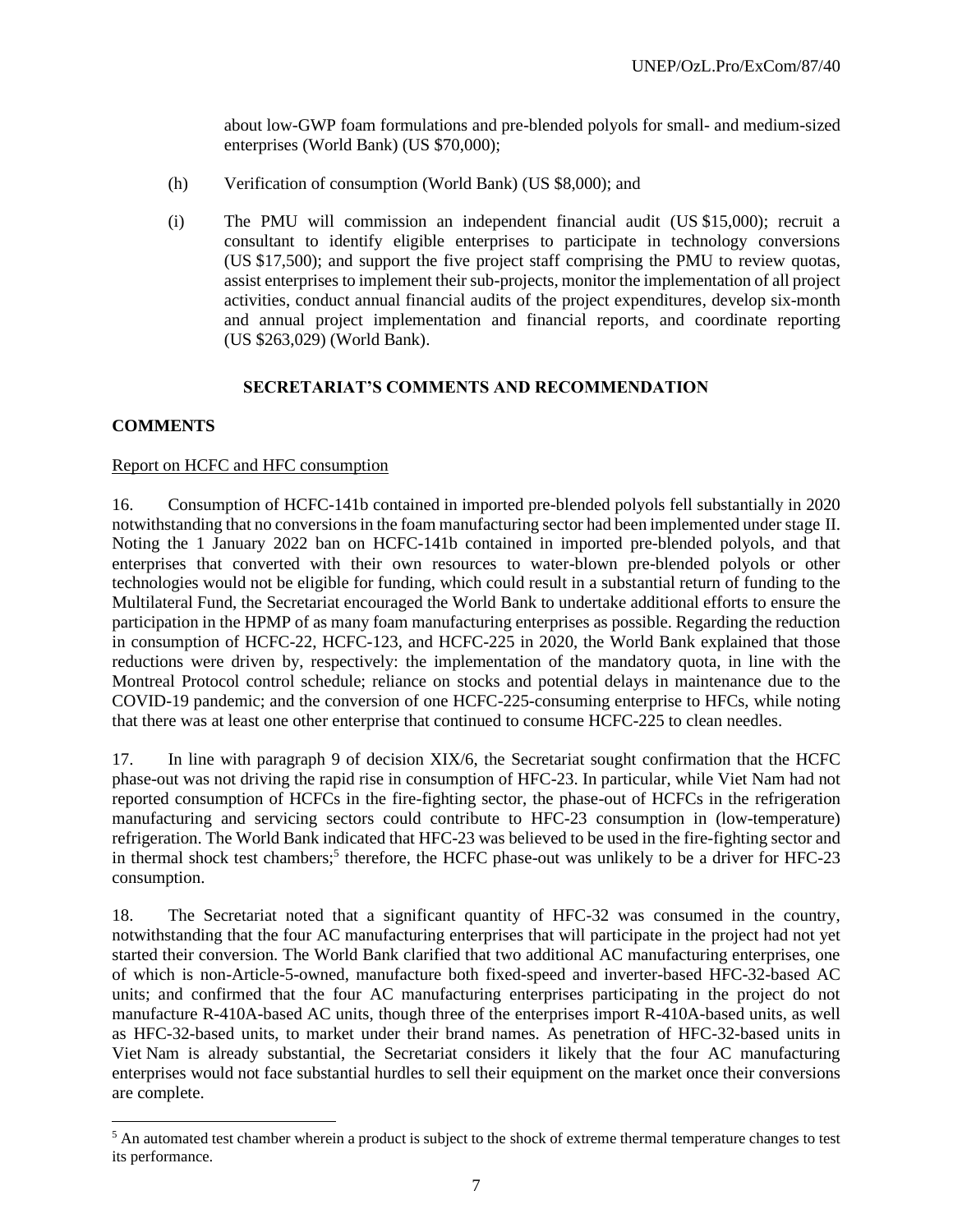about low-GWP foam formulations and pre-blended polyols for small- and medium-sized enterprises (World Bank) (US $70,000);

(h) Verification of consumption (World Bank) (US $8,000); and

(i) The PMU will commission an independent financial audit (US $15,000); recruit a consultant to identify eligible enterprises to participate in technology conversions (US $17,500); and support the five project staff comprising the PMU to review quotas, assist enterprises to implement their sub-projects, monitor the implementation of all project activities, conduct annual financial audits of the project expenditures, develop six-month and annual project implementation and financial reports, and coordinate reporting (US $263,029) (World Bank).

## SECRETARIAT'S COMMENTS AND RECOMMENDATION

### COMMENTS

Report on HCFC and HFC consumption

16. Consumption of HCFC-141b contained in imported pre-blended polyols fell substantially in 2020 notwithstanding that no conversions in the foam manufacturing sector had been implemented under stage II. Noting the 1 January 2022 ban on HCFC-141b contained in imported pre-blended polyols, and that enterprises that converted with their own resources to water-blown pre-blended polyols or other technologies would not be eligible for funding, which could result in a substantial return of funding to the Multilateral Fund, the Secretariat encouraged the World Bank to undertake additional efforts to ensure the participation in the HPMP of as many foam manufacturing enterprises as possible. Regarding the reduction in consumption of HCFC-22, HCFC-123, and HCFC-225 in 2020, the World Bank explained that those reductions were driven by, respectively: the implementation of the mandatory quota, in line with the Montreal Protocol control schedule; reliance on stocks and potential delays in maintenance due to the COVID-19 pandemic; and the conversion of one HCFC-225-consuming enterprise to HFCs, while noting that there was at least one other enterprise that continued to consume HCFC-225 to clean needles.

17. In line with paragraph 9 of decision XIX/6, the Secretariat sought confirmation that the HCFC phase-out was not driving the rapid rise in consumption of HFC-23. In particular, while Viet Nam had not reported consumption of HCFCs in the fire-fighting sector, the phase-out of HCFCs in the refrigeration manufacturing and servicing sectors could contribute to HFC-23 consumption in (low-temperature) refrigeration. The World Bank indicated that HFC-23 was believed to be used in the fire-fighting sector and in thermal shock test chambers;[5] therefore, the HCFC phase-out was unlikely to be a driver for HFC-23 consumption.

18. The Secretariat noted that a significant quantity of HFC-32 was consumed in the country, notwithstanding that the four AC manufacturing enterprises that will participate in the project had not yet started their conversion. The World Bank clarified that two additional AC manufacturing enterprises, one of which is non-Article-5-owned, manufacture both fixed-speed and inverter-based HFC-32-based AC units; and confirmed that the four AC manufacturing enterprises participating in the project do not manufacture R-410A-based AC units, though three of the enterprises import R-410A-based units, as well as HFC-32-based units, to market under their brand names. As penetration of HFC-32-based units in Viet Nam is already substantial, the Secretariat considers it likely that the four AC manufacturing enterprises would not face substantial hurdles to sell their equipment on the market once their conversions are complete.

[5] An automated test chamber wherein a product is subject to the shock of extreme thermal temperature changes to test its performance.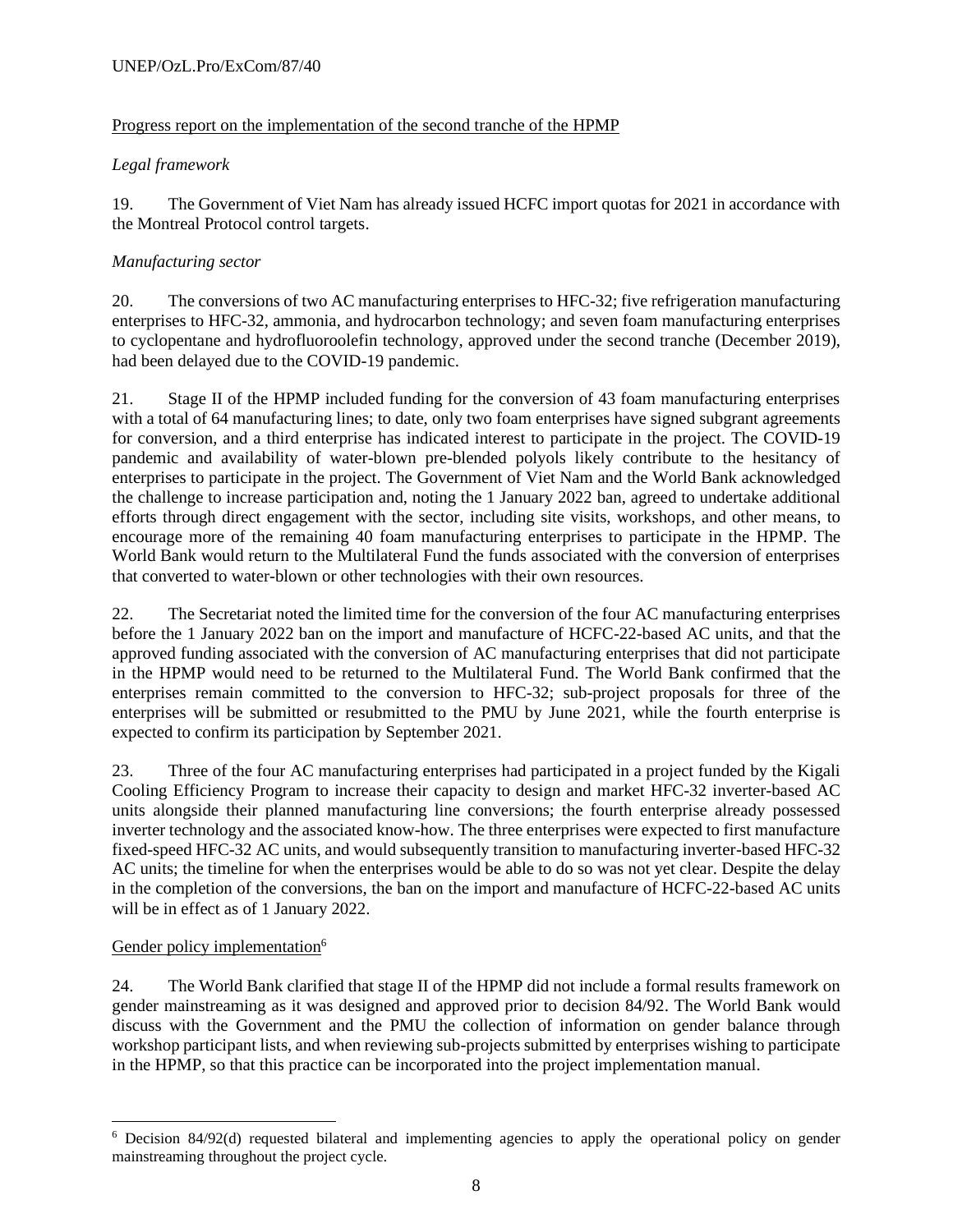Progress report on the implementation of the second tranche of the HPMP

*Legal framework*

19. The Government of Viet Nam has already issued HCFC import quotas for 2021 in accordance with the Montreal Protocol control targets.

*Manufacturing sector*

20. The conversions of two AC manufacturing enterprises to HFC-32; five refrigeration manufacturing enterprises to HFC-32, ammonia, and hydrocarbon technology; and seven foam manufacturing enterprises to cyclopentane and hydrofluoroolefin technology, approved under the second tranche (December 2019), had been delayed due to the COVID-19 pandemic.

21. Stage II of the HPMP included funding for the conversion of 43 foam manufacturing enterprises with a total of 64 manufacturing lines; to date, only two foam enterprises have signed subgrant agreements for conversion, and a third enterprise has indicated interest to participate in the project. The COVID-19 pandemic and availability of water-blown pre-blended polyols likely contribute to the hesitancy of enterprises to participate in the project. The Government of Viet Nam and the World Bank acknowledged the challenge to increase participation and, noting the 1 January 2022 ban, agreed to undertake additional efforts through direct engagement with the sector, including site visits, workshops, and other means, to encourage more of the remaining 40 foam manufacturing enterprises to participate in the HPMP. The World Bank would return to the Multilateral Fund the funds associated with the conversion of enterprises that converted to water-blown or other technologies with their own resources.

22. The Secretariat noted the limited time for the conversion of the four AC manufacturing enterprises before the 1 January 2022 ban on the import and manufacture of HCFC-22-based AC units, and that the approved funding associated with the conversion of AC manufacturing enterprises that did not participate in the HPMP would need to be returned to the Multilateral Fund. The World Bank confirmed that the enterprises remain committed to the conversion to HFC-32; sub-project proposals for three of the enterprises will be submitted or resubmitted to the PMU by June 2021, while the fourth enterprise is expected to confirm its participation by September 2021.

23. Three of the four AC manufacturing enterprises had participated in a project funded by the Kigali Cooling Efficiency Program to increase their capacity to design and market HFC-32 inverter-based AC units alongside their planned manufacturing line conversions; the fourth enterprise already possessed inverter technology and the associated know-how. The three enterprises were expected to first manufacture fixed-speed HFC-32 AC units, and would subsequently transition to manufacturing inverter-based HFC-32 AC units; the timeline for when the enterprises would be able to do so was not yet clear. Despite the delay in the completion of the conversions, the ban on the import and manufacture of HCFC-22-based AC units will be in effect as of 1 January 2022.

Gender policy implementation[6]

24. The World Bank clarified that stage II of the HPMP did not include a formal results framework on gender mainstreaming as it was designed and approved prior to decision 84/92. The World Bank would discuss with the Government and the PMU the collection of information on gender balance through workshop participant lists, and when reviewing sub-projects submitted by enterprises wishing to participate in the HPMP, so that this practice can be incorporated into the project implementation manual.

---

[6] Decision 84/92(d) requested bilateral and implementing agencies to apply the operational policy on gender mainstreaming throughout the project cycle.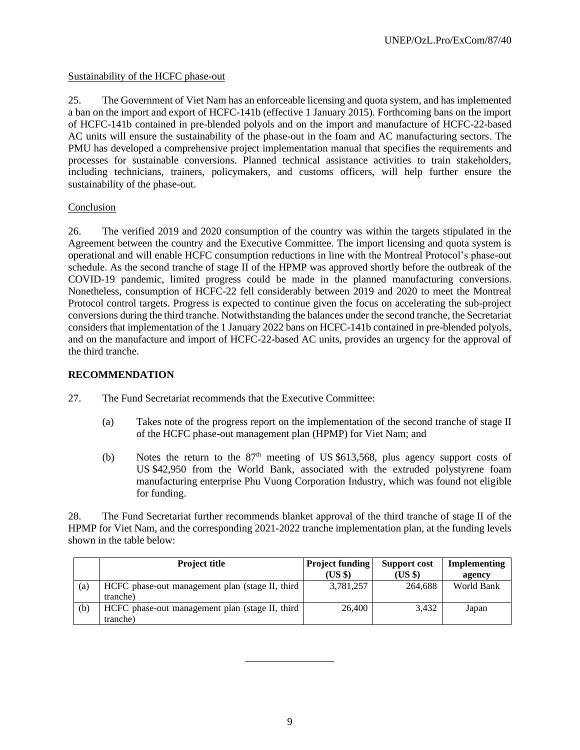Sustainability of the HCFC phase-out

25. The Government of Viet Nam has an enforceable licensing and quota system, and has implemented a ban on the import and export of HCFC-141b (effective 1 January 2015). Forthcoming bans on the import of HCFC-141b contained in pre-blended polyols and on the import and manufacture of HCFC-22-based AC units will ensure the sustainability of the phase-out in the foam and AC manufacturing sectors. The PMU has developed a comprehensive project implementation manual that specifies the requirements and processes for sustainable conversions. Planned technical assistance activities to train stakeholders, including technicians, trainers, policymakers, and customs officers, will help further ensure the sustainability of the phase-out.

Conclusion

26. The verified 2019 and 2020 consumption of the country was within the targets stipulated in the Agreement between the country and the Executive Committee. The import licensing and quota system is operational and will enable HCFC consumption reductions in line with the Montreal Protocol's phase-out schedule. As the second tranche of stage II of the HPMP was approved shortly before the outbreak of the COVID-19 pandemic, limited progress could be made in the planned manufacturing conversions. Nonetheless, consumption of HCFC-22 fell considerably between 2019 and 2020 to meet the Montreal Protocol control targets. Progress is expected to continue given the focus on accelerating the sub-project conversions during the third tranche. Notwithstanding the balances under the second tranche, the Secretariat considers that implementation of the 1 January 2022 bans on HCFC-141b contained in pre-blended polyols, and on the manufacture and import of HCFC-22-based AC units, provides an urgency for the approval of the third tranche.

## RECOMMENDATION

27. The Fund Secretariat recommends that the Executive Committee:

(a) Takes note of the progress report on the implementation of the second tranche of stage II of the HCFC phase-out management plan (HPMP) for Viet Nam; and

(b) Notes the return to the 87th meeting of US $613,568, plus agency support costs of US $42,950 from the World Bank, associated with the extruded polystyrene foam manufacturing enterprise Phu Vuong Corporation Industry, which was found not eligible for funding.

28. The Fund Secretariat further recommends blanket approval of the third tranche of stage II of the HPMP for Viet Nam, and the corresponding 2021-2022 tranche implementation plan, at the funding levels shown in the table below:

| | Project title | Project funding (US $) | Support cost (US $) | Implementing agency |
|---|---|---|---|---|
| (a) | HCFC phase-out management plan (stage II, third tranche) | 3,781,257 | 264,688 | World Bank |
| (b) | HCFC phase-out management plan (stage II, third tranche) | 26,400 | 3,432 | Japan |